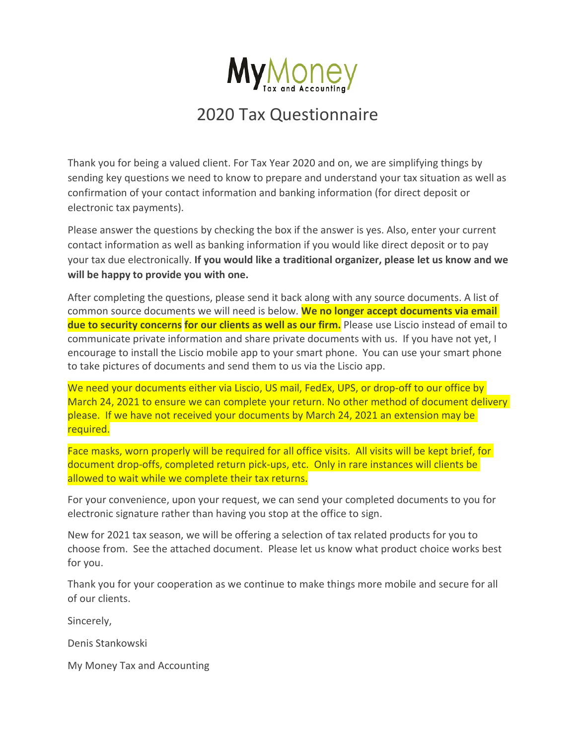MyMoney Tax and Accounting

# 2020 Tax Questionnaire

Thank you for being a valued client. For Tax Year 2020 and on, we are simplifying things by sending key questions we need to know to prepare and understand your tax situation as well as confirmation of your contact information and banking information (for direct deposit or electronic tax payments).

Please answer the questions by checking the box if the answer is yes. Also, enter your current contact information as well as banking information if you would like direct deposit or to pay your tax due electronically. **If you would like a traditional organizer, please let us know and we will be happy to provide you with one.**

After completing the questions, please send it back along with any source documents. A list of common source documents we will need is below. **We no longer accept documents via email due to security concerns for our clients as well as our firm.** Please use Liscio instead of email to communicate private information and share private documents with us. If you have not yet, I encourage to install the Liscio mobile app to your smart phone. You can use your smart phone to take pictures of documents and send them to us via the Liscio app.

We need your documents either via Liscio, US mail, FedEx, UPS, or drop-off to our office by March 24, 2021 to ensure we can complete your return. No other method of document delivery please. If we have not received your documents by March 24, 2021 an extension may be required.

Face masks, worn properly will be required for all office visits. All visits will be kept brief, for document drop-offs, completed return pick-ups, etc. Only in rare instances will clients be allowed to wait while we complete their tax returns.

For your convenience, upon your request, we can send your completed documents to you for electronic signature rather than having you stop at the office to sign.

New for 2021 tax season, we will be offering a selection of tax related products for you to choose from. See the attached document. Please let us know what product choice works best for you.

Thank you for your cooperation as we continue to make things more mobile and secure for all of our clients.

Sincerely,

Denis Stankowski

My Money Tax and Accounting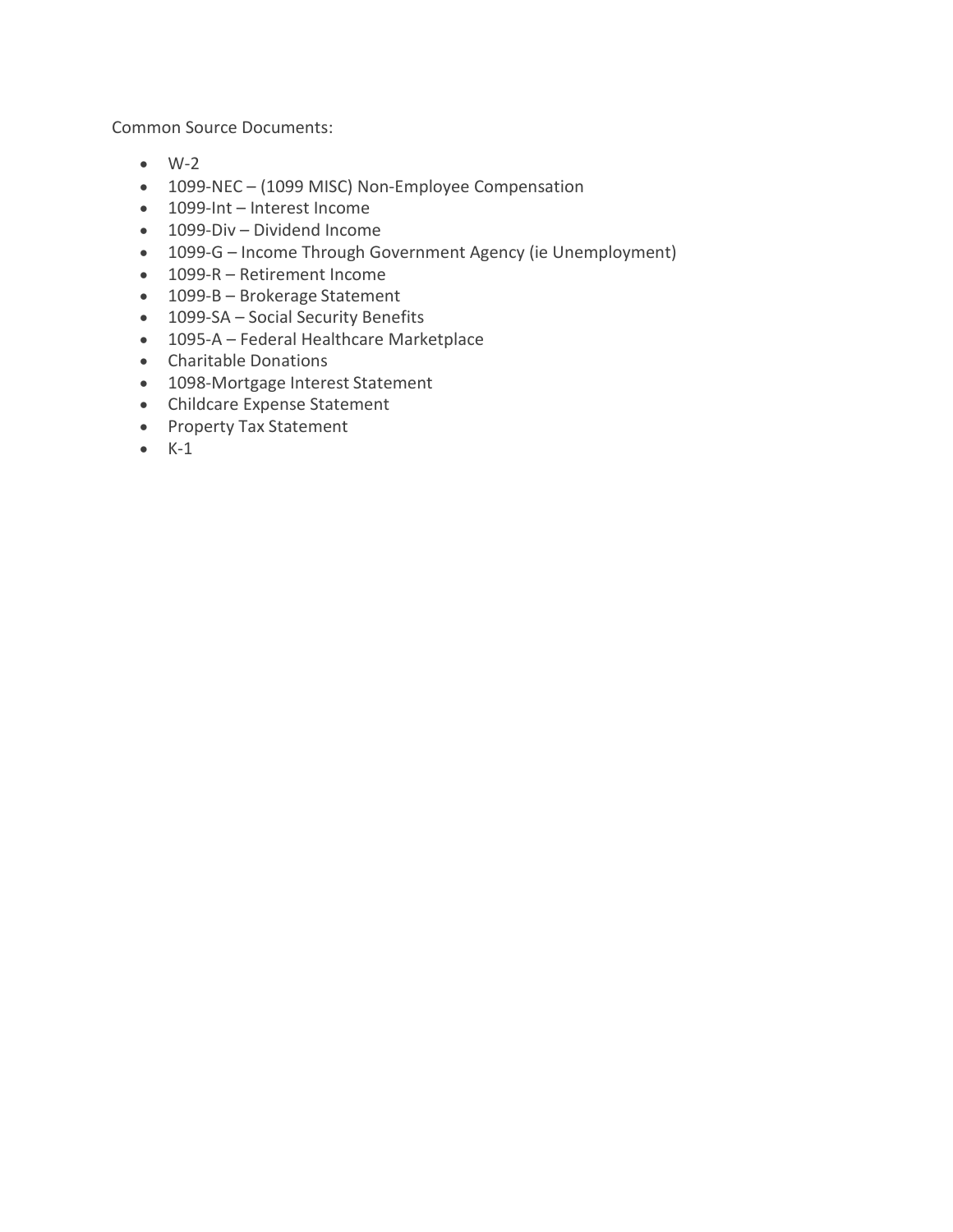Common Source Documents:

- W-2
- 1099-NEC – (1099 MISC) Non-Employee Compensation
- 1099-Int – Interest Income
- 1099-Div – Dividend Income
- 1099-G – Income Through Government Agency (ie Unemployment)
- 1099-R – Retirement Income
- 1099-B – Brokerage Statement
- 1099-SA – Social Security Benefits
- 1095-A – Federal Healthcare Marketplace
- Charitable Donations
- 1098-Mortgage Interest Statement
- Childcare Expense Statement
- Property Tax Statement
- K-1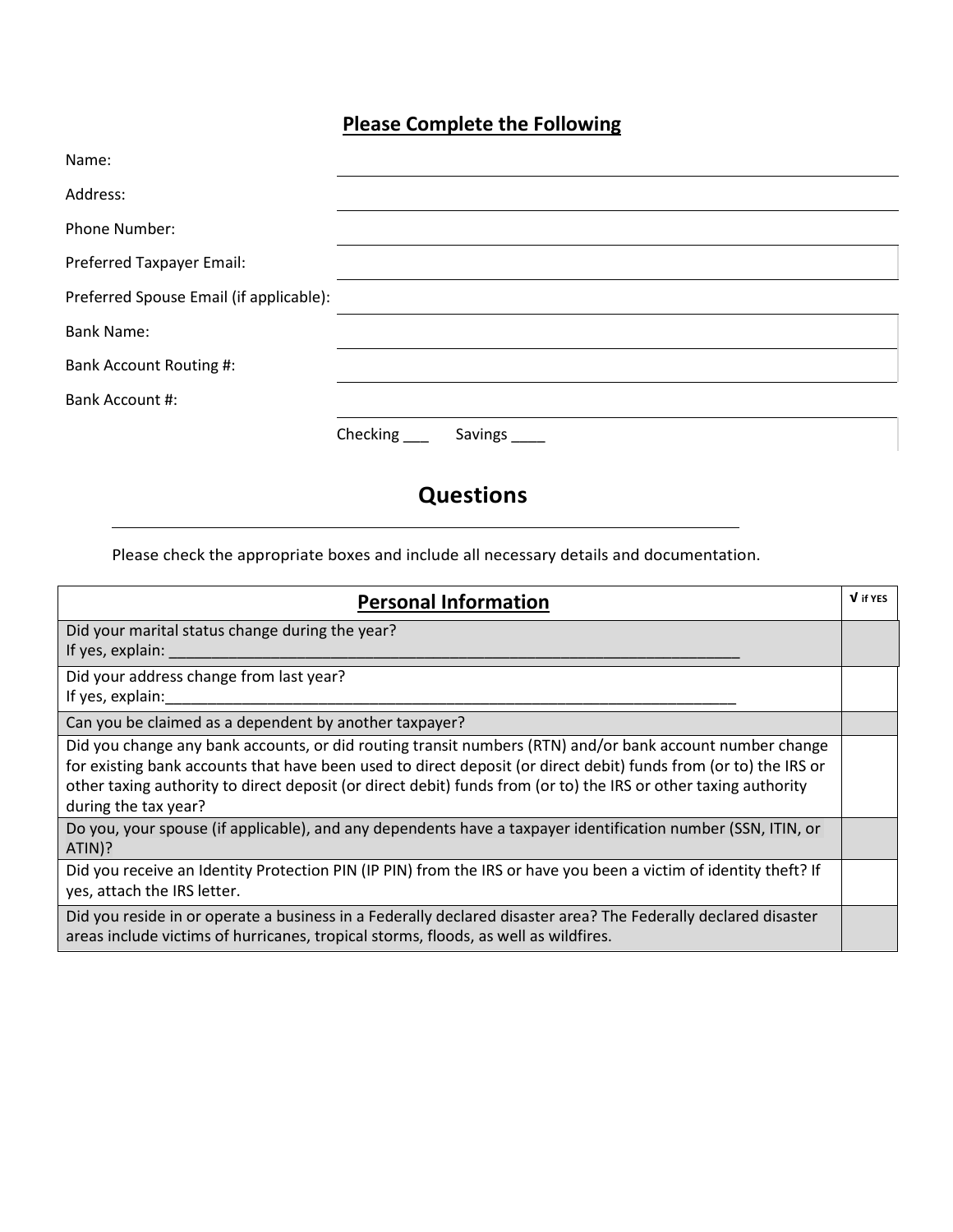## Please Complete the Following

Name: ______________________________

Address: ______________________________

Phone Number: ______________________________

Preferred Taxpayer Email: ______________________________

Preferred Spouse Email (if applicable): ______________________________

Bank Name: ______________________________

Bank Account Routing #: ______________________________

Bank Account #: ______________________________

Checking ___ Savings ____

# Questions

Please check the appropriate boxes and include all necessary details and documentation.

| Personal Information | √ if YES |
|---|---|
| Did your marital status change during the year?<br>If yes, explain: ______________________________________________________________________ | |
| Did your address change from last year?<br>If yes, explain:______________________________________________________________________ | |
| Can you be claimed as a dependent by another taxpayer? | |
| Did you change any bank accounts, or did routing transit numbers (RTN) and/or bank account number change for existing bank accounts that have been used to direct deposit (or direct debit) funds from (or to) the IRS or other taxing authority to direct deposit (or direct debit) funds from (or to) the IRS or other taxing authority during the tax year? | |
| Do you, your spouse (if applicable), and any dependents have a taxpayer identification number (SSN, ITIN, or ATIN)? | |
| Did you receive an Identity Protection PIN (IP PIN) from the IRS or have you been a victim of identity theft? If yes, attach the IRS letter. | |
| Did you reside in or operate a business in a Federally declared disaster area? The Federally declared disaster areas include victims of hurricanes, tropical storms, floods, as well as wildfires. | |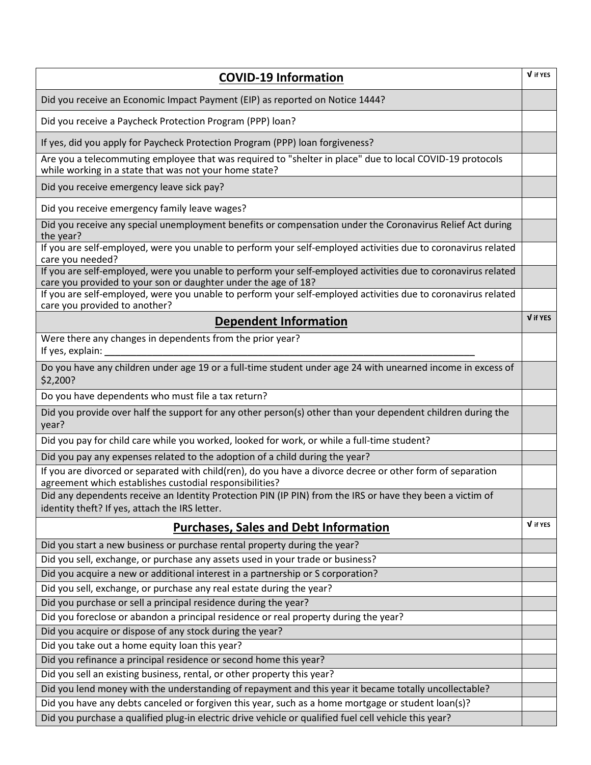| COVID-19 Information | √ if YES |
|---|---|
| Did you receive an Economic Impact Payment (EIP) as reported on Notice 1444? | |
| Did you receive a Paycheck Protection Program (PPP) loan? | |
| If yes, did you apply for Paycheck Protection Program (PPP) loan forgiveness? | |
| Are you a telecommuting employee that was required to "shelter in place" due to local COVID-19 protocols while working in a state that was not your home state? | |
| Did you receive emergency leave sick pay? | |
| Did you receive emergency family leave wages? | |
| Did you receive any special unemployment benefits or compensation under the Coronavirus Relief Act during the year? | |
| If you are self-employed, were you unable to perform your self-employed activities due to coronavirus related care you needed? | |
| If you are self-employed, were you unable to perform your self-employed activities due to coronavirus related care you provided to your son or daughter under the age of 18? | |
| If you are self-employed, were you unable to perform your self-employed activities due to coronavirus related care you provided to another? | |

| Dependent Information | √ if YES |
|---|---|
| Were there any changes in dependents from the prior year? If yes, explain: ________________________________________________ | |
| Do you have any children under age 19 or a full-time student under age 24 with unearned income in excess of $2,200? | |
| Do you have dependents who must file a tax return? | |
| Did you provide over half the support for any other person(s) other than your dependent children during the year? | |
| Did you pay for child care while you worked, looked for work, or while a full-time student? | |
| Did you pay any expenses related to the adoption of a child during the year? | |
| If you are divorced or separated with child(ren), do you have a divorce decree or other form of separation agreement which establishes custodial responsibilities? | |
| Did any dependents receive an Identity Protection PIN (IP PIN) from the IRS or have they been a victim of identity theft? If yes, attach the IRS letter. | |

| Purchases, Sales and Debt Information | √ if YES |
|---|---|
| Did you start a new business or purchase rental property during the year? | |
| Did you sell, exchange, or purchase any assets used in your trade or business? | |
| Did you acquire a new or additional interest in a partnership or S corporation? | |
| Did you sell, exchange, or purchase any real estate during the year? | |
| Did you purchase or sell a principal residence during the year? | |
| Did you foreclose or abandon a principal residence or real property during the year? | |
| Did you acquire or dispose of any stock during the year? | |
| Did you take out a home equity loan this year? | |
| Did you refinance a principal residence or second home this year? | |
| Did you sell an existing business, rental, or other property this year? | |
| Did you lend money with the understanding of repayment and this year it became totally uncollectable? | |
| Did you have any debts canceled or forgiven this year, such as a home mortgage or student loan(s)? | |
| Did you purchase a qualified plug-in electric drive vehicle or qualified fuel cell vehicle this year? | |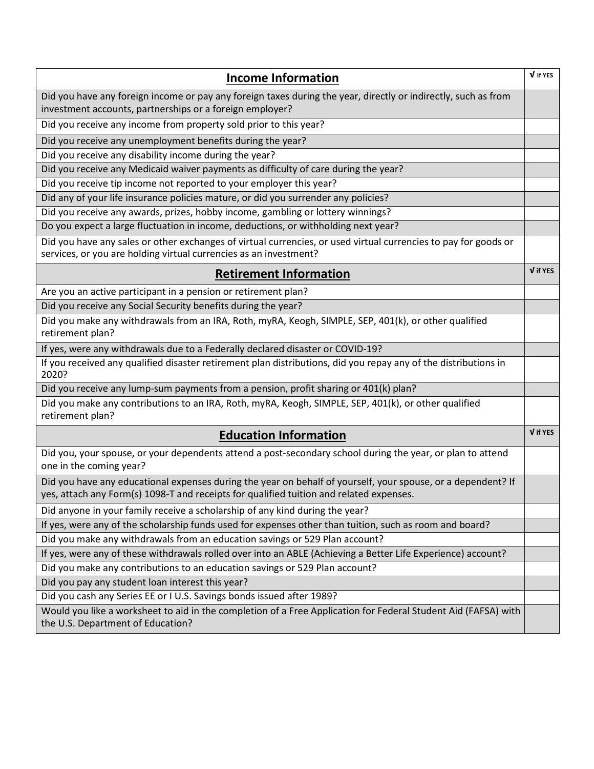| Income Information | √ if YES |
|---|---|
| Did you have any foreign income or pay any foreign taxes during the year, directly or indirectly, such as from investment accounts, partnerships or a foreign employer? | |
| Did you receive any income from property sold prior to this year? | |
| Did you receive any unemployment benefits during the year? | |
| Did you receive any disability income during the year? | |
| Did you receive any Medicaid waiver payments as difficulty of care during the year? | |
| Did you receive tip income not reported to your employer this year? | |
| Did any of your life insurance policies mature, or did you surrender any policies? | |
| Did you receive any awards, prizes, hobby income, gambling or lottery winnings? | |
| Do you expect a large fluctuation in income, deductions, or withholding next year? | |
| Did you have any sales or other exchanges of virtual currencies, or used virtual currencies to pay for goods or services, or you are holding virtual currencies as an investment? | |

| Retirement Information | √ if YES |
|---|---|
| Are you an active participant in a pension or retirement plan? | |
| Did you receive any Social Security benefits during the year? | |
| Did you make any withdrawals from an IRA, Roth, myRA, Keogh, SIMPLE, SEP, 401(k), or other qualified retirement plan? | |
| If yes, were any withdrawals due to a Federally declared disaster or COVID-19? | |
| If you received any qualified disaster retirement plan distributions, did you repay any of the distributions in 2020? | |
| Did you receive any lump-sum payments from a pension, profit sharing or 401(k) plan? | |
| Did you make any contributions to an IRA, Roth, myRA, Keogh, SIMPLE, SEP, 401(k), or other qualified retirement plan? | |

| Education Information | √ if YES |
|---|---|
| Did you, your spouse, or your dependents attend a post-secondary school during the year, or plan to attend one in the coming year? | |
| Did you have any educational expenses during the year on behalf of yourself, your spouse, or a dependent? If yes, attach any Form(s) 1098-T and receipts for qualified tuition and related expenses. | |
| Did anyone in your family receive a scholarship of any kind during the year? | |
| If yes, were any of the scholarship funds used for expenses other than tuition, such as room and board? | |
| Did you make any withdrawals from an education savings or 529 Plan account? | |
| If yes, were any of these withdrawals rolled over into an ABLE (Achieving a Better Life Experience) account? | |
| Did you make any contributions to an education savings or 529 Plan account? | |
| Did you pay any student loan interest this year? | |
| Did you cash any Series EE or I U.S. Savings bonds issued after 1989? | |
| Would you like a worksheet to aid in the completion of a Free Application for Federal Student Aid (FAFSA) with the U.S. Department of Education? | |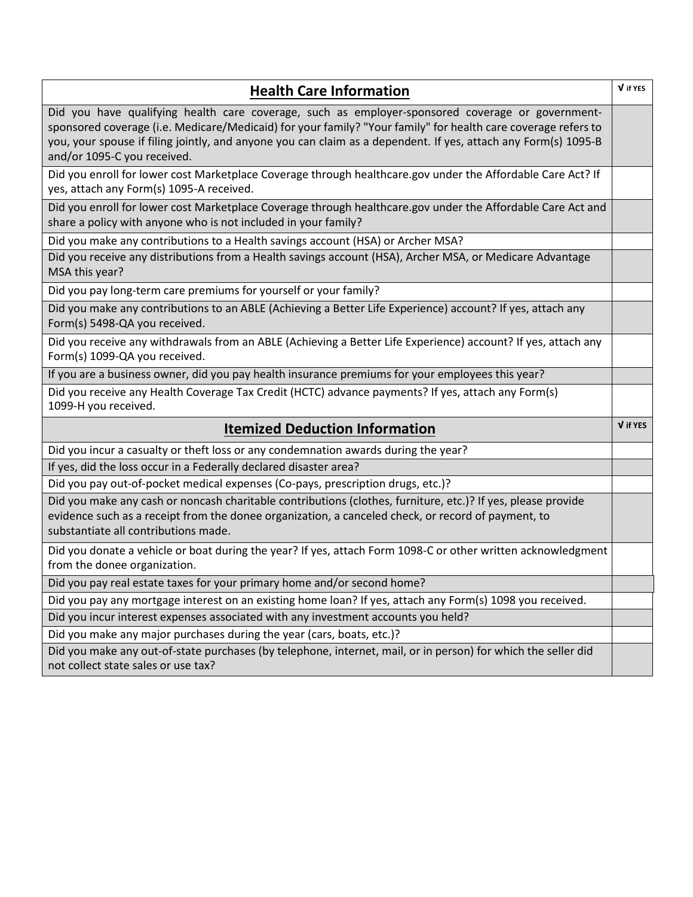| Health Care Information | √ if YES |
|---|---|
| Did you have qualifying health care coverage, such as employer-sponsored coverage or government-sponsored coverage (i.e. Medicare/Medicaid) for your family? "Your family" for health care coverage refers to you, your spouse if filing jointly, and anyone you can claim as a dependent. If yes, attach any Form(s) 1095-B and/or 1095-C you received. | |
| Did you enroll for lower cost Marketplace Coverage through healthcare.gov under the Affordable Care Act? If yes, attach any Form(s) 1095-A received. | |
| Did you enroll for lower cost Marketplace Coverage through healthcare.gov under the Affordable Care Act and share a policy with anyone who is not included in your family? | |
| Did you make any contributions to a Health savings account (HSA) or Archer MSA? | |
| Did you receive any distributions from a Health savings account (HSA), Archer MSA, or Medicare Advantage MSA this year? | |
| Did you pay long-term care premiums for yourself or your family? | |
| Did you make any contributions to an ABLE (Achieving a Better Life Experience) account? If yes, attach any Form(s) 5498-QA you received. | |
| Did you receive any withdrawals from an ABLE (Achieving a Better Life Experience) account? If yes, attach any Form(s) 1099-QA you received. | |
| If you are a business owner, did you pay health insurance premiums for your employees this year? | |
| Did you receive any Health Coverage Tax Credit (HCTC) advance payments? If yes, attach any Form(s) 1099-H you received. | |

| Itemized Deduction Information | √ if YES |
|---|---|
| Did you incur a casualty or theft loss or any condemnation awards during the year? | |
| If yes, did the loss occur in a Federally declared disaster area? | |
| Did you pay out-of-pocket medical expenses (Co-pays, prescription drugs, etc.)? | |
| Did you make any cash or noncash charitable contributions (clothes, furniture, etc.)? If yes, please provide evidence such as a receipt from the donee organization, a canceled check, or record of payment, to substantiate all contributions made. | |
| Did you donate a vehicle or boat during the year? If yes, attach Form 1098-C or other written acknowledgment from the donee organization. | |
| Did you pay real estate taxes for your primary home and/or second home? | |
| Did you pay any mortgage interest on an existing home loan? If yes, attach any Form(s) 1098 you received. | |
| Did you incur interest expenses associated with any investment accounts you held? | |
| Did you make any major purchases during the year (cars, boats, etc.)? | |
| Did you make any out-of-state purchases (by telephone, internet, mail, or in person) for which the seller did not collect state sales or use tax? | |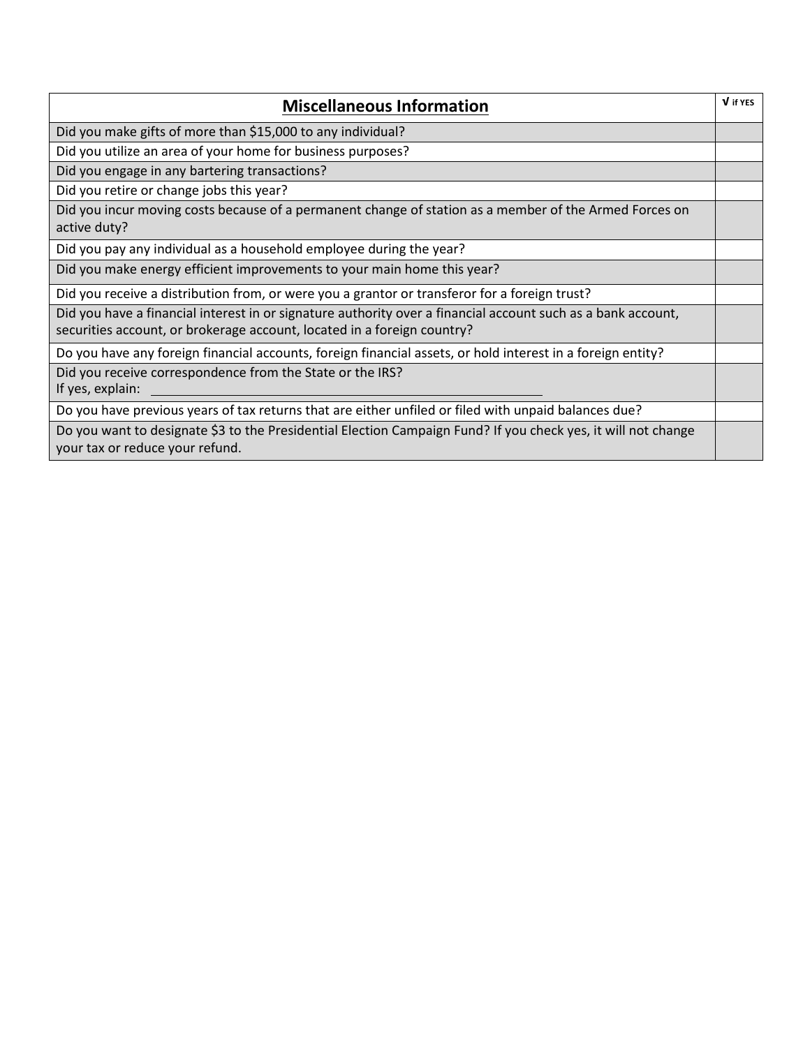| Miscellaneous Information | √ if YES |
|---|---|
| Did you make gifts of more than $15,000 to any individual? | |
| Did you utilize an area of your home for business purposes? | |
| Did you engage in any bartering transactions? | |
| Did you retire or change jobs this year? | |
| Did you incur moving costs because of a permanent change of station as a member of the Armed Forces on active duty? | |
| Did you pay any individual as a household employee during the year? | |
| Did you make energy efficient improvements to your main home this year? | |
| Did you receive a distribution from, or were you a grantor or transferor for a foreign trust? | |
| Did you have a financial interest in or signature authority over a financial account such as a bank account, securities account, or brokerage account, located in a foreign country? | |
| Do you have any foreign financial accounts, foreign financial assets, or hold interest in a foreign entity? | |
| Did you receive correspondence from the State or the IRS?<br>If yes, explain: ______________________ | |
| Do you have previous years of tax returns that are either unfiled or filed with unpaid balances due? | |
| Do you want to designate $3 to the Presidential Election Campaign Fund? If you check yes, it will not change your tax or reduce your refund. | |